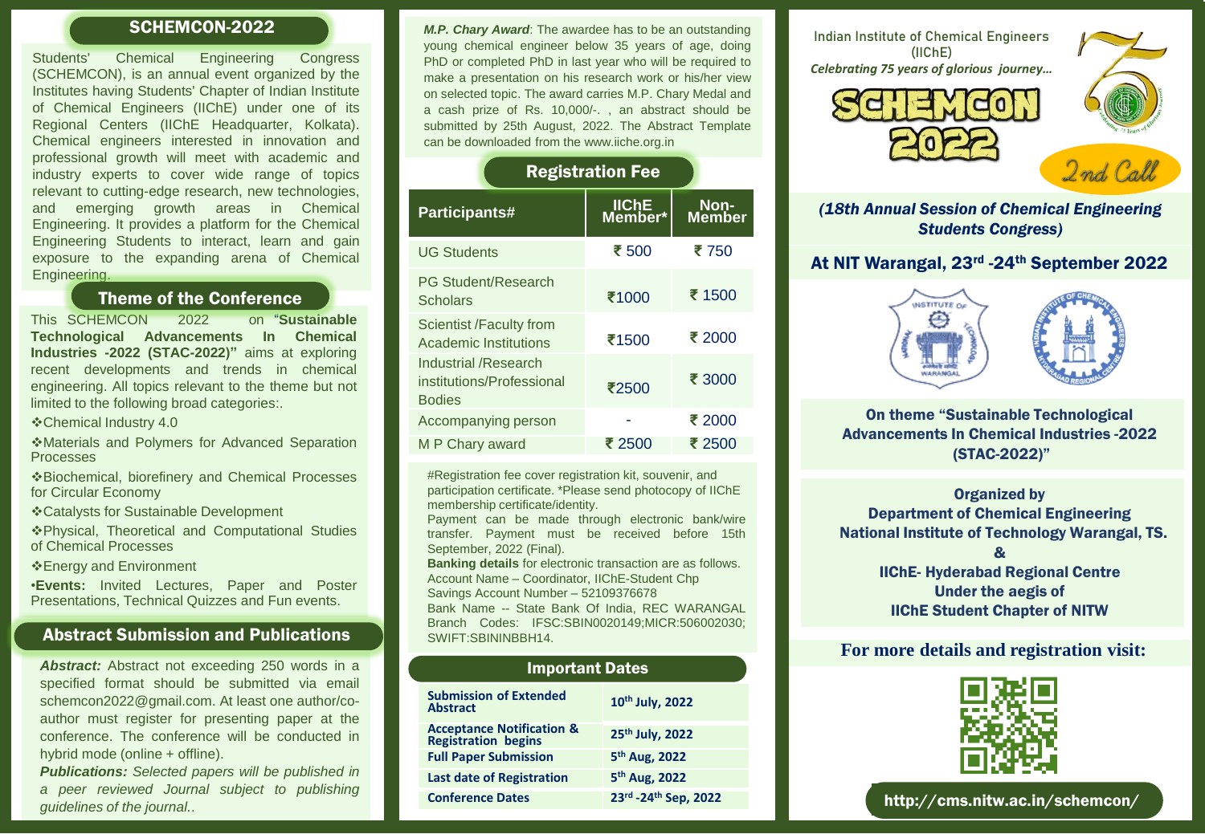## SCHEMCON-2022

Students' Chemical Engineering Congress (SCHEMCON), is an annual event organized by the Institutes having Students' Chapter of Indian Institute of Chemical Engineers (IIChE) under one of its Regional Centers (IIChE Headquarter, Kolkata). Chemical engineers interested in innovation and professional growth will meet with academic and industry experts to cover wide range of topics relevant to cutting-edge research, new technologies, and emerging growth areas in Chemical Engineering. It provides a platform for the Chemical Engineering Students to interact, learn and gain exposure to the expanding arena of Chemical Engineering.

## Theme of the Conference

This SCHEMCON 2022 on "**Sustainable Technological Advancements In Chemical Industries -2022 (STAC-2022)"** aims at exploring recent developments and trends in chemical engineering. All topics relevant to the theme but not limited to the following broad categories:.

- ❖Chemical Industry 4.0
- ❖Materials and Polymers for Advanced Separation Processes
- ❖Biochemical, biorefinery and Chemical Processes for Circular Economy
- ❖Catalysts for Sustainable Development
- ❖Physical, Theoretical and Computational Studies of Chemical Processes
- ❖Energy and Environment

•**Events:** Invited Lectures, Paper and Poster Presentations, Technical Quizzes and Fun events.

## Abstract Submission and Publications

***Abstract:*** Abstract not exceeding 250 words in a specified format should be submitted via email schemcon2022@gmail.com. At least one author/co-author must register for presenting paper at the conference. The conference will be conducted in hybrid mode (online + offline).

***Publications:*** *Selected papers will be published in a peer reviewed Journal subject to publishing guidelines of the journal..*

***M.P. Chary Award***: The awardee has to be an outstanding young chemical engineer below 35 years of age, doing PhD or completed PhD in last year who will be required to make a presentation on his research work or his/her view on selected topic. The award carries M.P. Chary Medal and a cash prize of Rs. 10,000/-. , an abstract should be submitted by 25th August, 2022. The Abstract Template can be downloaded from the www.iiche.org.in

## Registration Fee

| Participants# | IIChE Member* | Non-Member |
|---|---|---|
| UG Students | ₹ 500 | ₹ 750 |
| PG Student/Research Scholars | ₹1000 | ₹ 1500 |
| Scientist /Faculty from Academic Institutions | ₹1500 | ₹ 2000 |
| Industrial /Research institutions/Professional Bodies | ₹2500 | ₹ 3000 |
| Accompanying person | - | ₹ 2000 |
| M P Chary award | ₹ 2500 | ₹ 2500 |

#Registration fee cover registration kit, souvenir, and participation certificate. *Please send photocopy of IIChE membership certificate/identity.

Payment can be made through electronic bank/wire transfer. Payment must be received before 15th September, 2022 (Final).

**Banking details** for electronic transaction are as follows.
Account Name – Coordinator, IIChE-Student Chp
Savings Account Number – 52109376678
Bank Name -- State Bank Of India, REC WARANGAL Branch Codes: IFSC:SBIN0020149;MICR:506002030; SWIFT:SBININBBH14.

## Important Dates

| | |
|---|---|
| Submission of Extended Abstract | 10th July, 2022 |
| Acceptance Notification & Registration begins | 25th July, 2022 |
| Full Paper Submission | 5th Aug, 2022 |
| Last date of Registration | 5th Aug, 2022 |
| Conference Dates | 23rd -24th Sep, 2022 |

Indian Institute of Chemical Engineers (IIChE)
*Celebrating 75 years of glorious journey...*

# SCHEMCON 2022

2nd Call

*(18th Annual Session of Chemical Engineering Students Congress)*

**At NIT Warangal, 23rd -24th September 2022**

**On theme "Sustainable Technological Advancements In Chemical Industries -2022 (STAC-2022)"**

**Organized by**
**Department of Chemical Engineering**
**National Institute of Technology Warangal, TS.**
**&**
**IIChE- Hyderabad Regional Centre**
**Under the aegis of**
**IIChE Student Chapter of NITW**

**For more details and registration visit:**

http://cms.nitw.ac.in/schemcon/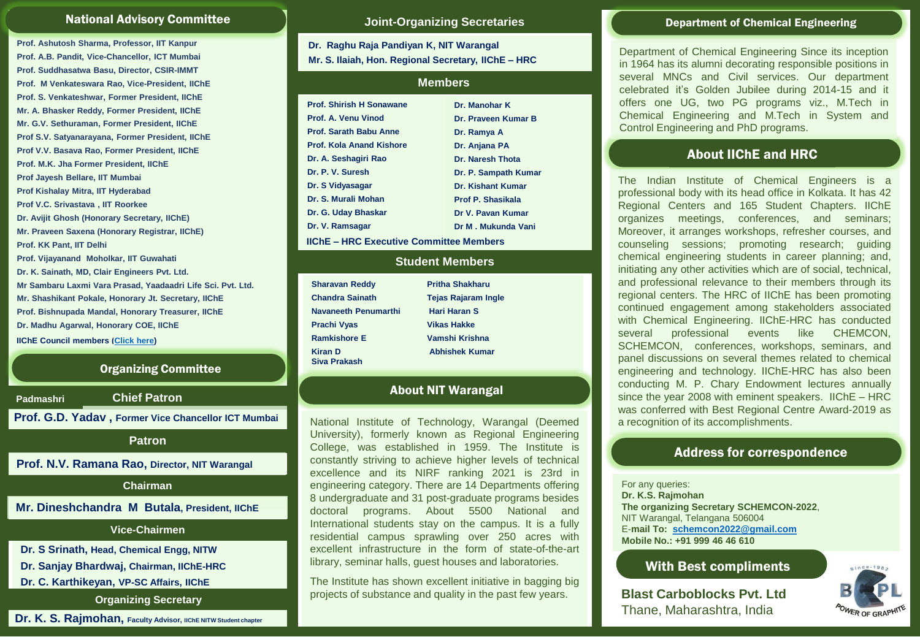## National Advisory Committee

Prof. Ashutosh Sharma, Professor, IIT Kanpur
Prof. A.B. Pandit, Vice-Chancellor, ICT Mumbai
Prof. Suddhasatwa Basu, Director, CSIR-IMMT
Prof. M Venkateswara Rao, Vice-President, IIChE
Prof. S. Venkateshwar, Former President, IIChE
Mr. A. Bhasker Reddy, Former President, IIChE
Mr. G.V. Sethuraman, Former President, IIChE
Prof S.V. Satyanarayana, Former President, IIChE
Prof V.V. Basava Rao, Former President, IIChE
Prof. M.K. Jha Former President, IIChE
Prof Jayesh Bellare, IIT Mumbai
Prof Kishalay Mitra, IIT Hyderabad
Prof V.C. Srivastava , IIT Roorkee
Dr. Avijit Ghosh (Honorary Secretary, IIChE)
Mr. Praveen Saxena (Honorary Registrar, IIChE)
Prof. KK Pant, IIT Delhi
Prof. Vijayanand Moholkar, IIT Guwahati
Dr. K. Sainath, MD, Clair Engineers Pvt. Ltd.
Mr Sambaru Laxmi Vara Prasad, Yaadaadri Life Sci. Pvt. Ltd.
Mr. Shashikant Pokale, Honorary Jt. Secretary, IIChE
Prof. Bishnupada Mandal, Honorary Treasurer, IIChE
Dr. Madhu Agarwal, Honorary COE, IIChE
IIChE Council members (Click here)

## Organizing Committee

### Chief Patron

Padmashri **Prof. G.D. Yadav**, Former Vice Chancellor ICT Mumbai

### Patron

**Prof. N.V. Ramana Rao**, Director, NIT Warangal

### Chairman

**Mr. Dineshchandra M Butala**, President, IIChE

### Vice-Chairmen

**Dr. S Srinath**, Head, Chemical Engg, NITW
**Dr. Sanjay Bhardwaj**, Chairman, IIChE-HRC
**Dr. C. Karthikeyan**, VP-SC Affairs, IIChE

### Organizing Secretary

**Dr. K. S. Rajmohan**, Faculty Advisor, IIChE NITW Student chapter

## Joint-Organizing Secretaries

Dr. Raghu Raja Pandiyan K, NIT Warangal
Mr. S. Ilaiah, Hon. Regional Secretary, IIChE – HRC

## Members

| | |
|---|---|
| Prof. Shirish H Sonawane | Dr. Manohar K |
| Prof. A. Venu Vinod | Dr. Praveen Kumar B |
| Prof. Sarath Babu Anne | Dr. Ramya A |
| Prof. Kola Anand Kishore | Dr. Anjana PA |
| Dr. A. Seshagiri Rao | Dr. Naresh Thota |
| Dr. P. V. Suresh | Dr. P. Sampath Kumar |
| Dr. S Vidyasagar | Dr. Kishant Kumar |
| Dr. S. Murali Mohan | Prof P. Shasikala |
| Dr. G. Uday Bhaskar | Dr V. Pavan Kumar |
| Dr. V. Ramsagar | Dr M . Mukunda Vani |

IIChE – HRC Executive Committee Members

## Student Members

| | |
|---|---|
| Sharavan Reddy | Pritha Shakharu |
| Chandra Sainath | Tejas Rajaram Ingle |
| Navaneeth Penumarthi | Hari Haran S |
| Prachi Vyas | Vikas Hakke |
| Ramkishore E | Vamshi Krishna |
| Kiran D | Abhishek Kumar |
| Siva Prakash | |

## About NIT Warangal

National Institute of Technology, Warangal (Deemed University), formerly known as Regional Engineering College, was established in 1959. The Institute is constantly striving to achieve higher levels of technical excellence and its NIRF ranking 2021 is 23rd in engineering category. There are 14 Departments offering 8 undergraduate and 31 post-graduate programs besides doctoral programs. About 5500 National and International students stay on the campus. It is a fully residential campus sprawling over 250 acres with excellent infrastructure in the form of state-of-the-art library, seminar halls, guest houses and laboratories.

The Institute has shown excellent initiative in bagging big projects of substance and quality in the past few years.

## Department of Chemical Engineering

Department of Chemical Engineering Since its inception in 1964 has its alumni decorating responsible positions in several MNCs and Civil services. Our department celebrated it's Golden Jubilee during 2014-15 and it offers one UG, two PG programs viz., M.Tech in Chemical Engineering and M.Tech in System and Control Engineering and PhD programs.

## About IIChE and HRC

The Indian Institute of Chemical Engineers is a professional body with its head office in Kolkata. It has 42 Regional Centers and 165 Student Chapters. IIChE organizes meetings, conferences, and seminars; Moreover, it arranges workshops, refresher courses, and counseling sessions; promoting research; guiding chemical engineering students in career planning; and, initiating any other activities which are of social, technical, and professional relevance to their members through its regional centers. The HRC of IIChE has been promoting continued engagement among stakeholders associated with Chemical Engineering. IIChE-HRC has conducted several professional events like CHEMCON, SCHEMCON, conferences, workshops, seminars, and panel discussions on several themes related to chemical engineering and technology. IIChE-HRC has also been conducting M. P. Chary Endowment lectures annually since the year 2008 with eminent speakers. IIChE – HRC was conferred with Best Regional Centre Award-2019 as a recognition of its accomplishments.

## Address for correspondence

For any queries:
**Dr. K.S. Rajmohan**
**The organizing Secretary SCHEMCON-2022**,
NIT Warangal, Telangana 506004
E-**mail To: schemcon2022@gmail.com**
**Mobile No.: +91 999 46 46 610**

## With Best compliments

**Blast Carboblocks Pvt. Ltd**
Thane, Maharashtra, India

Since-1982 BCPL POWER OF GRAPHITE